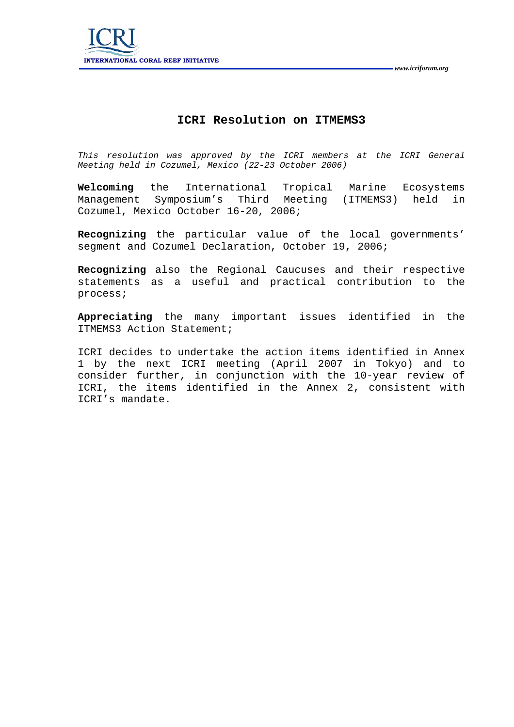# ICRI Resolution on ITMEMS3

*This resolution was approved by the ICRI members at the ICRI General Meeting held in Cozumel, Mexico (22-23 October 2006)*

**Welcoming** the International Tropical Marine Ecosystems Management Symposium's Third Meeting (ITMEMS3) held in Cozumel, Mexico October 16-20, 2006;

**Recognizing** the particular value of the local governments' segment and Cozumel Declaration, October 19, 2006;

**Recognizing** also the Regional Caucuses and their respective statements as a useful and practical contribution to the process;

**Appreciating** the many important issues identified in the ITMEMS3 Action Statement;

ICRI decides to undertake the action items identified in Annex 1 by the next ICRI meeting (April 2007 in Tokyo) and to consider further, in conjunction with the 10-year review of ICRI, the items identified in the Annex 2, consistent with ICRI's mandate.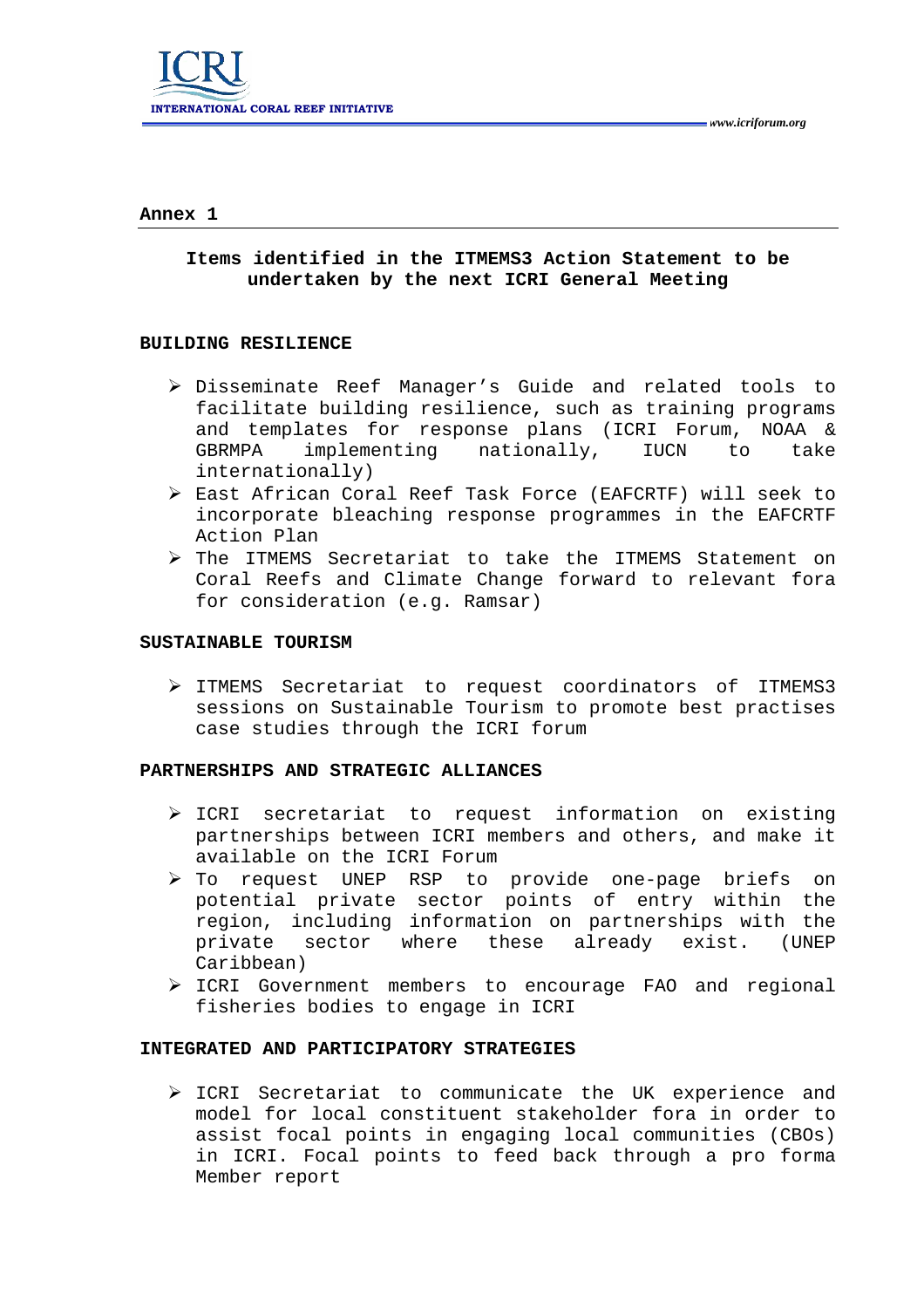## Annex 1

### Items identified in the ITMEMS3 Action Statement to be undertaken by the next ICRI General Meeting

**BUILDING RESILIENCE**

- Disseminate Reef Manager's Guide and related tools to facilitate building resilience, such as training programs and templates for response plans (ICRI Forum, NOAA & GBRMPA implementing nationally, IUCN to take internationally)
- East African Coral Reef Task Force (EAFCRTF) will seek to incorporate bleaching response programmes in the EAFCRTF Action Plan
- The ITMEMS Secretariat to take the ITMEMS Statement on Coral Reefs and Climate Change forward to relevant fora for consideration (e.g. Ramsar)

**SUSTAINABLE TOURISM**

- ITMEMS Secretariat to request coordinators of ITMEMS3 sessions on Sustainable Tourism to promote best practises case studies through the ICRI forum

**PARTNERSHIPS AND STRATEGIC ALLIANCES**

- ICRI secretariat to request information on existing partnerships between ICRI members and others, and make it available on the ICRI Forum
- To request UNEP RSP to provide one-page briefs on potential private sector points of entry within the region, including information on partnerships with the private sector where these already exist. (UNEP Caribbean)
- ICRI Government members to encourage FAO and regional fisheries bodies to engage in ICRI

**INTEGRATED AND PARTICIPATORY STRATEGIES**

- ICRI Secretariat to communicate the UK experience and model for local constituent stakeholder fora in order to assist focal points in engaging local communities (CBOs) in ICRI. Focal points to feed back through a pro forma Member report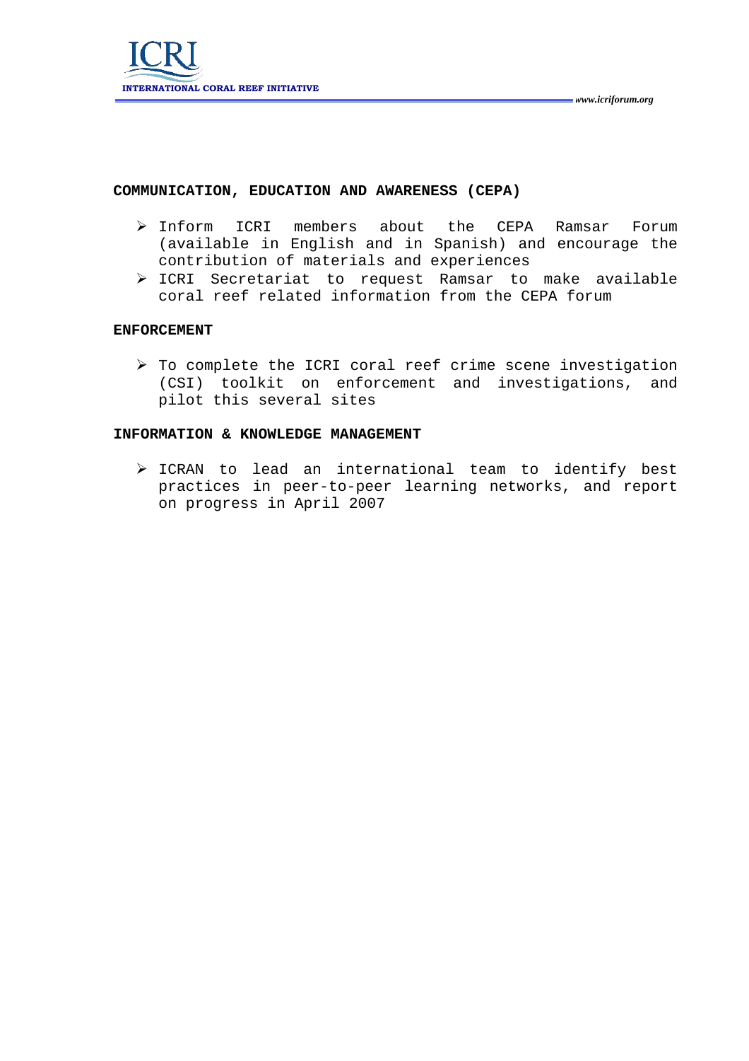**COMMUNICATION, EDUCATION AND AWARENESS (CEPA)**

- Inform ICRI members about the CEPA Ramsar Forum (available in English and in Spanish) and encourage the contribution of materials and experiences
- ICRI Secretariat to request Ramsar to make available coral reef related information from the CEPA forum

**ENFORCEMENT**

- To complete the ICRI coral reef crime scene investigation (CSI) toolkit on enforcement and investigations, and pilot this several sites

**INFORMATION & KNOWLEDGE MANAGEMENT**

- ICRAN to lead an international team to identify best practices in peer-to-peer learning networks, and report on progress in April 2007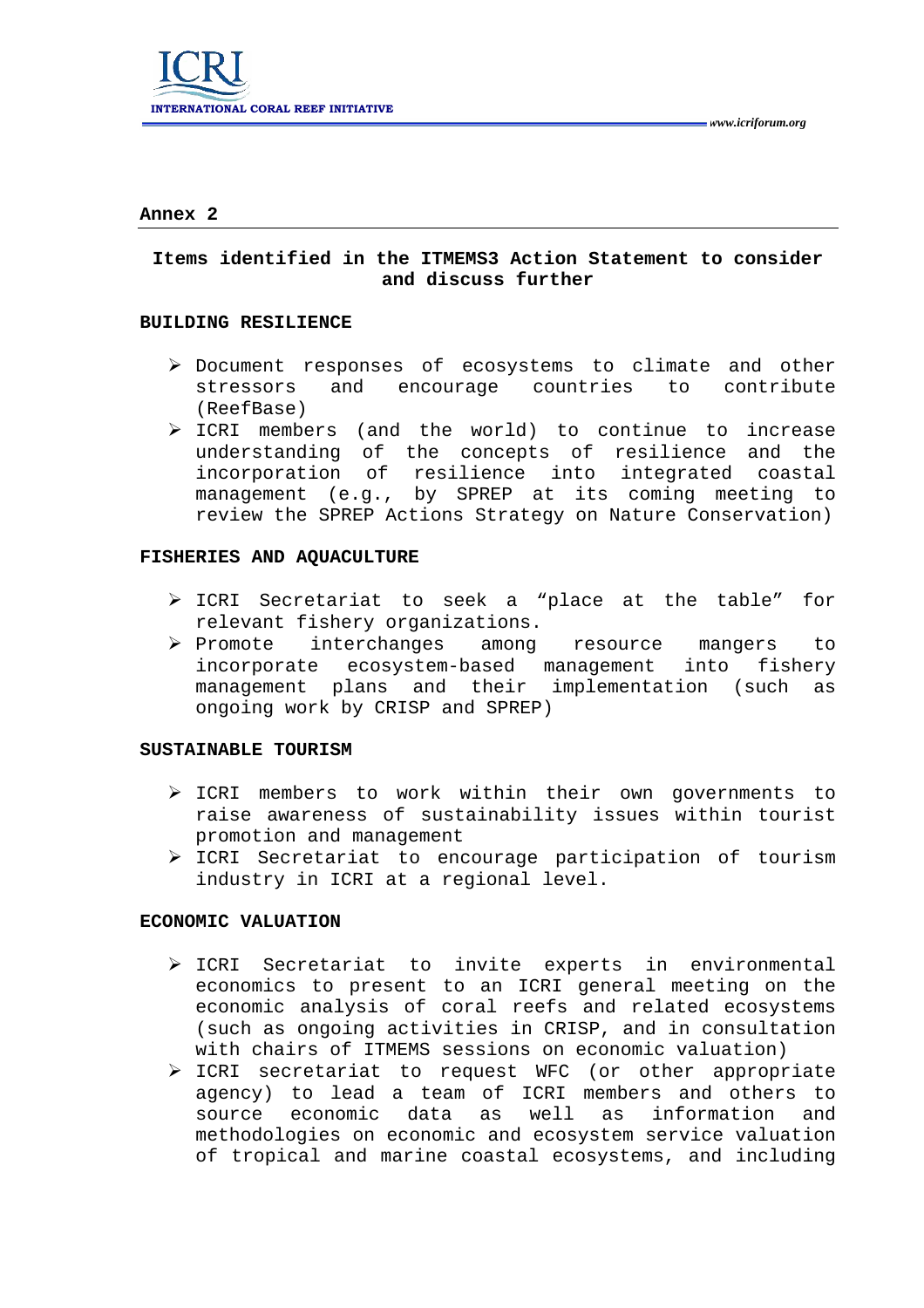**Annex 2**

## Items identified in the ITMEMS3 Action Statement to consider and discuss further

### BUILDING RESILIENCE

- Document responses of ecosystems to climate and other stressors and encourage countries to contribute (ReefBase)
- ICRI members (and the world) to continue to increase understanding of the concepts of resilience and the incorporation of resilience into integrated coastal management (e.g., by SPREP at its coming meeting to review the SPREP Actions Strategy on Nature Conservation)

### FISHERIES AND AQUACULTURE

- ICRI Secretariat to seek a "place at the table" for relevant fishery organizations.
- Promote interchanges among resource mangers to incorporate ecosystem-based management into fishery management plans and their implementation (such as ongoing work by CRISP and SPREP)

### SUSTAINABLE TOURISM

- ICRI members to work within their own governments to raise awareness of sustainability issues within tourist promotion and management
- ICRI Secretariat to encourage participation of tourism industry in ICRI at a regional level.

### ECONOMIC VALUATION

- ICRI Secretariat to invite experts in environmental economics to present to an ICRI general meeting on the economic analysis of coral reefs and related ecosystems (such as ongoing activities in CRISP, and in consultation with chairs of ITMEMS sessions on economic valuation)
- ICRI secretariat to request WFC (or other appropriate agency) to lead a team of ICRI members and others to source economic data as well as information and methodologies on economic and ecosystem service valuation of tropical and marine coastal ecosystems, and including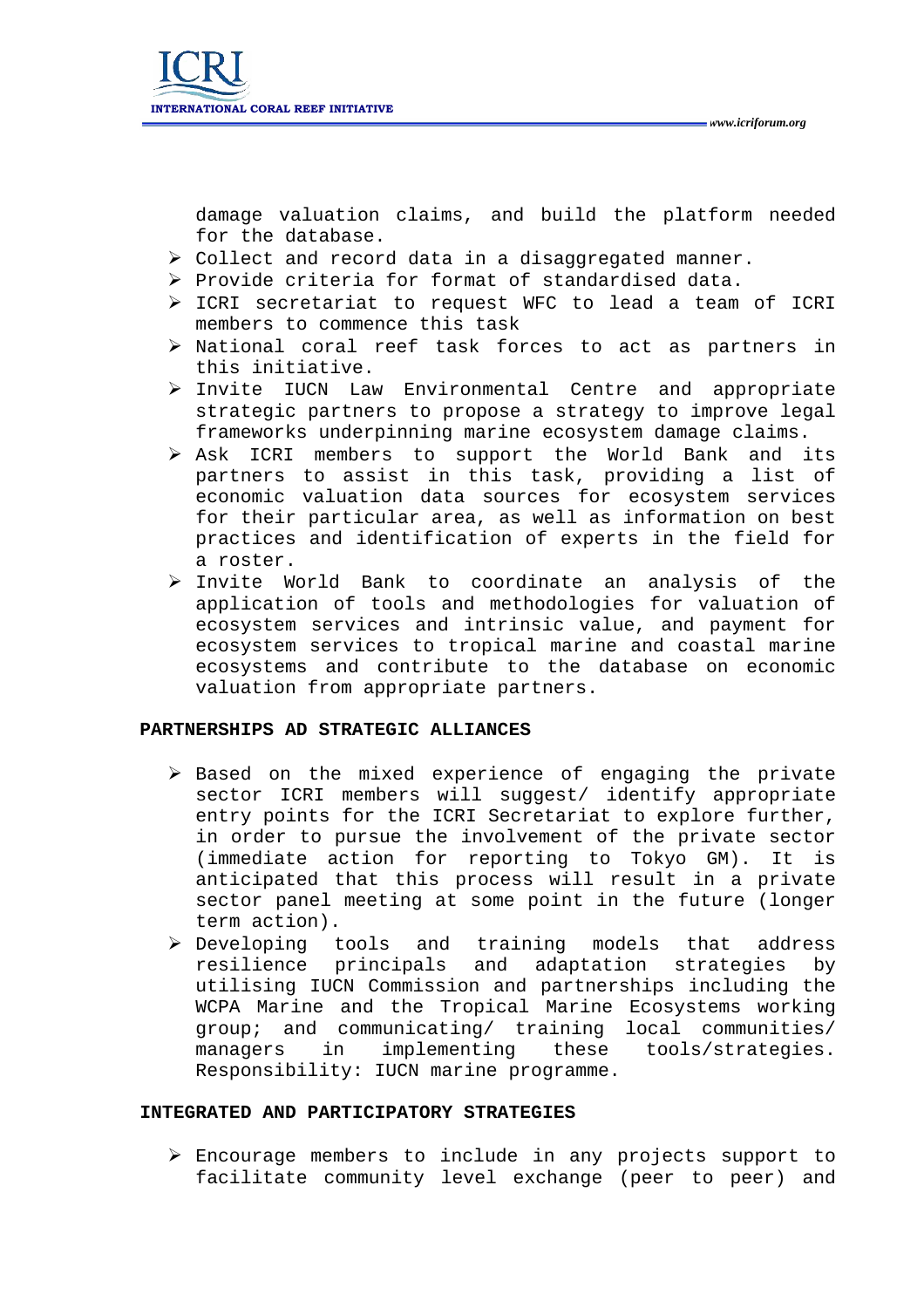damage valuation claims, and build the platform needed for the database.

- Collect and record data in a disaggregated manner.
- Provide criteria for format of standardised data.
- ICRI secretariat to request WFC to lead a team of ICRI members to commence this task
- National coral reef task forces to act as partners in this initiative.
- Invite IUCN Law Environmental Centre and appropriate strategic partners to propose a strategy to improve legal frameworks underpinning marine ecosystem damage claims.
- Ask ICRI members to support the World Bank and its partners to assist in this task, providing a list of economic valuation data sources for ecosystem services for their particular area, as well as information on best practices and identification of experts in the field for a roster.
- Invite World Bank to coordinate an analysis of the application of tools and methodologies for valuation of ecosystem services and intrinsic value, and payment for ecosystem services to tropical marine and coastal marine ecosystems and contribute to the database on economic valuation from appropriate partners.

**PARTNERSHIPS AD STRATEGIC ALLIANCES**

- Based on the mixed experience of engaging the private sector ICRI members will suggest/ identify appropriate entry points for the ICRI Secretariat to explore further, in order to pursue the involvement of the private sector (immediate action for reporting to Tokyo GM). It is anticipated that this process will result in a private sector panel meeting at some point in the future (longer term action).
- Developing tools and training models that address resilience principals and adaptation strategies by utilising IUCN Commission and partnerships including the WCPA Marine and the Tropical Marine Ecosystems working group; and communicating/ training local communities/ managers in implementing these tools/strategies. Responsibility: IUCN marine programme.

**INTEGRATED AND PARTICIPATORY STRATEGIES**

- Encourage members to include in any projects support to facilitate community level exchange (peer to peer) and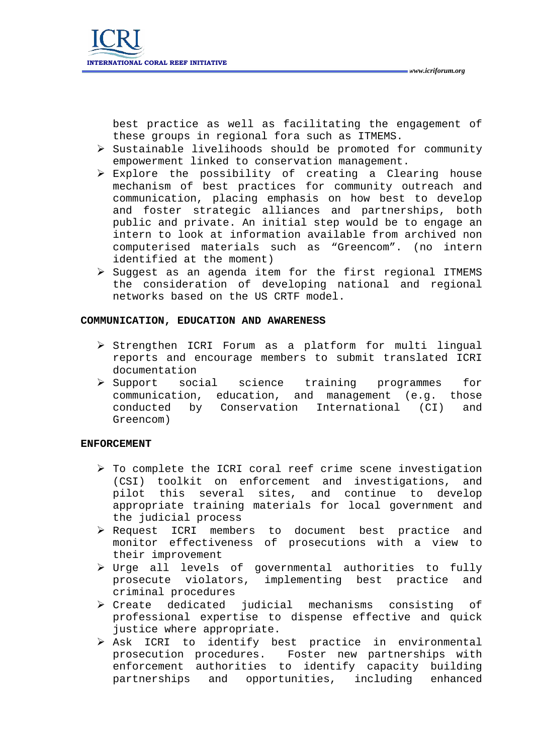best practice as well as facilitating the engagement of these groups in regional fora such as ITMEMS.

- Sustainable livelihoods should be promoted for community empowerment linked to conservation management.
- Explore the possibility of creating a Clearing house mechanism of best practices for community outreach and communication, placing emphasis on how best to develop and foster strategic alliances and partnerships, both public and private. An initial step would be to engage an intern to look at information available from archived non computerised materials such as “Greencom”. (no intern identified at the moment)
- Suggest as an agenda item for the first regional ITMEMS the consideration of developing national and regional networks based on the US CRTF model.

**COMMUNICATION, EDUCATION AND AWARENESS**

- Strengthen ICRI Forum as a platform for multi lingual reports and encourage members to submit translated ICRI documentation
- Support social science training programmes for communication, education, and management (e.g. those conducted by Conservation International (CI) and Greencom)

**ENFORCEMENT**

- To complete the ICRI coral reef crime scene investigation (CSI) toolkit on enforcement and investigations, and pilot this several sites, and continue to develop appropriate training materials for local government and the judicial process
- Request ICRI members to document best practice and monitor effectiveness of prosecutions with a view to their improvement
- Urge all levels of governmental authorities to fully prosecute violators, implementing best practice and criminal procedures
- Create dedicated judicial mechanisms consisting of professional expertise to dispense effective and quick justice where appropriate.
- Ask ICRI to identify best practice in environmental prosecution procedures. Foster new partnerships with enforcement authorities to identify capacity building partnerships and opportunities, including enhanced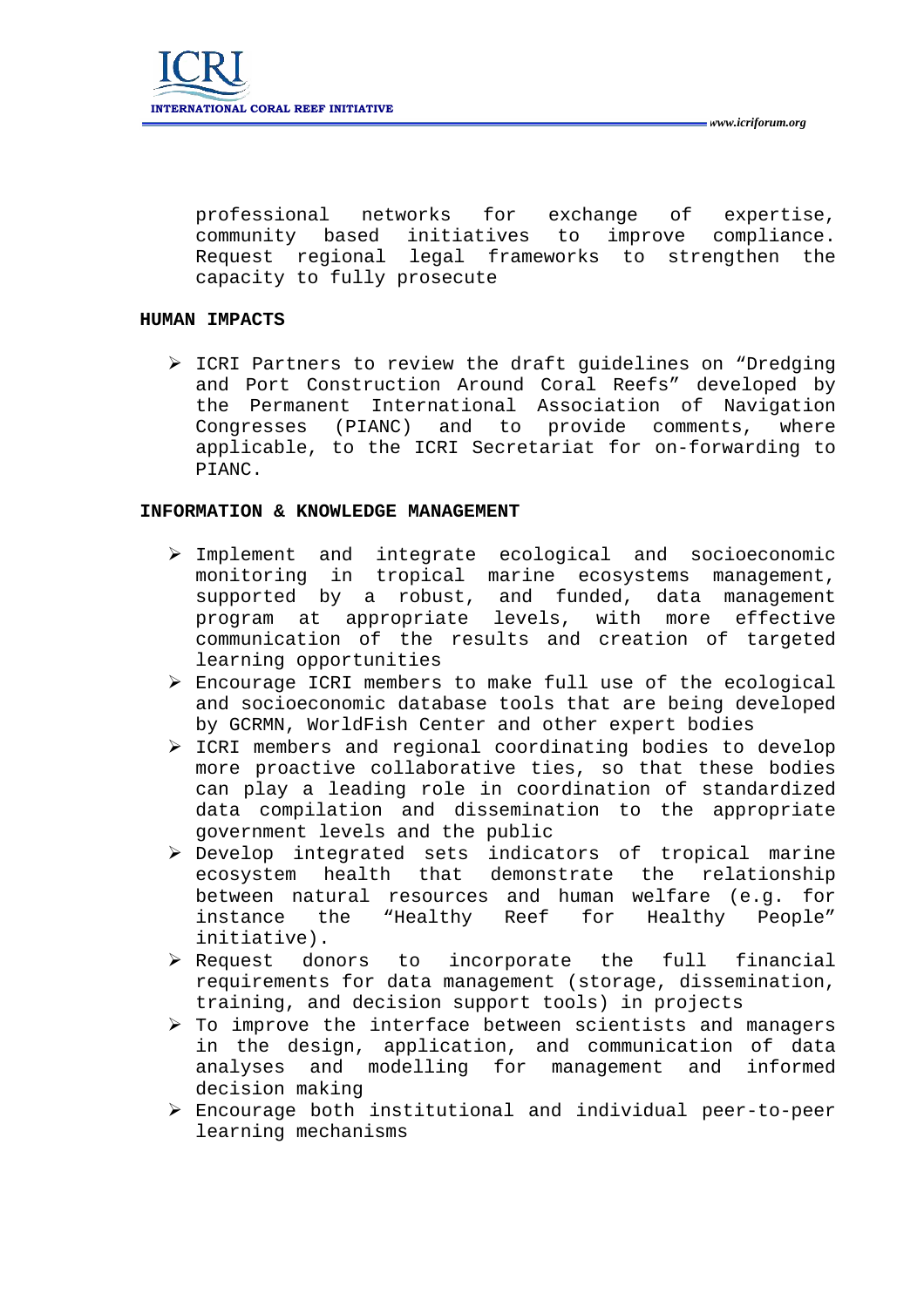professional networks for exchange of expertise, community based initiatives to improve compliance. Request regional legal frameworks to strengthen the capacity to fully prosecute

**HUMAN IMPACTS**

- ICRI Partners to review the draft guidelines on "Dredging and Port Construction Around Coral Reefs" developed by the Permanent International Association of Navigation Congresses (PIANC) and to provide comments, where applicable, to the ICRI Secretariat for on-forwarding to PIANC.

**INFORMATION & KNOWLEDGE MANAGEMENT**

- Implement and integrate ecological and socioeconomic monitoring in tropical marine ecosystems management, supported by a robust, and funded, data management program at appropriate levels, with more effective communication of the results and creation of targeted learning opportunities
- Encourage ICRI members to make full use of the ecological and socioeconomic database tools that are being developed by GCRMN, WorldFish Center and other expert bodies
- ICRI members and regional coordinating bodies to develop more proactive collaborative ties, so that these bodies can play a leading role in coordination of standardized data compilation and dissemination to the appropriate government levels and the public
- Develop integrated sets indicators of tropical marine ecosystem health that demonstrate the relationship between natural resources and human welfare (e.g. for instance the "Healthy Reef for Healthy People" initiative).
- Request donors to incorporate the full financial requirements for data management (storage, dissemination, training, and decision support tools) in projects
- To improve the interface between scientists and managers in the design, application, and communication of data analyses and modelling for management and informed decision making
- Encourage both institutional and individual peer-to-peer learning mechanisms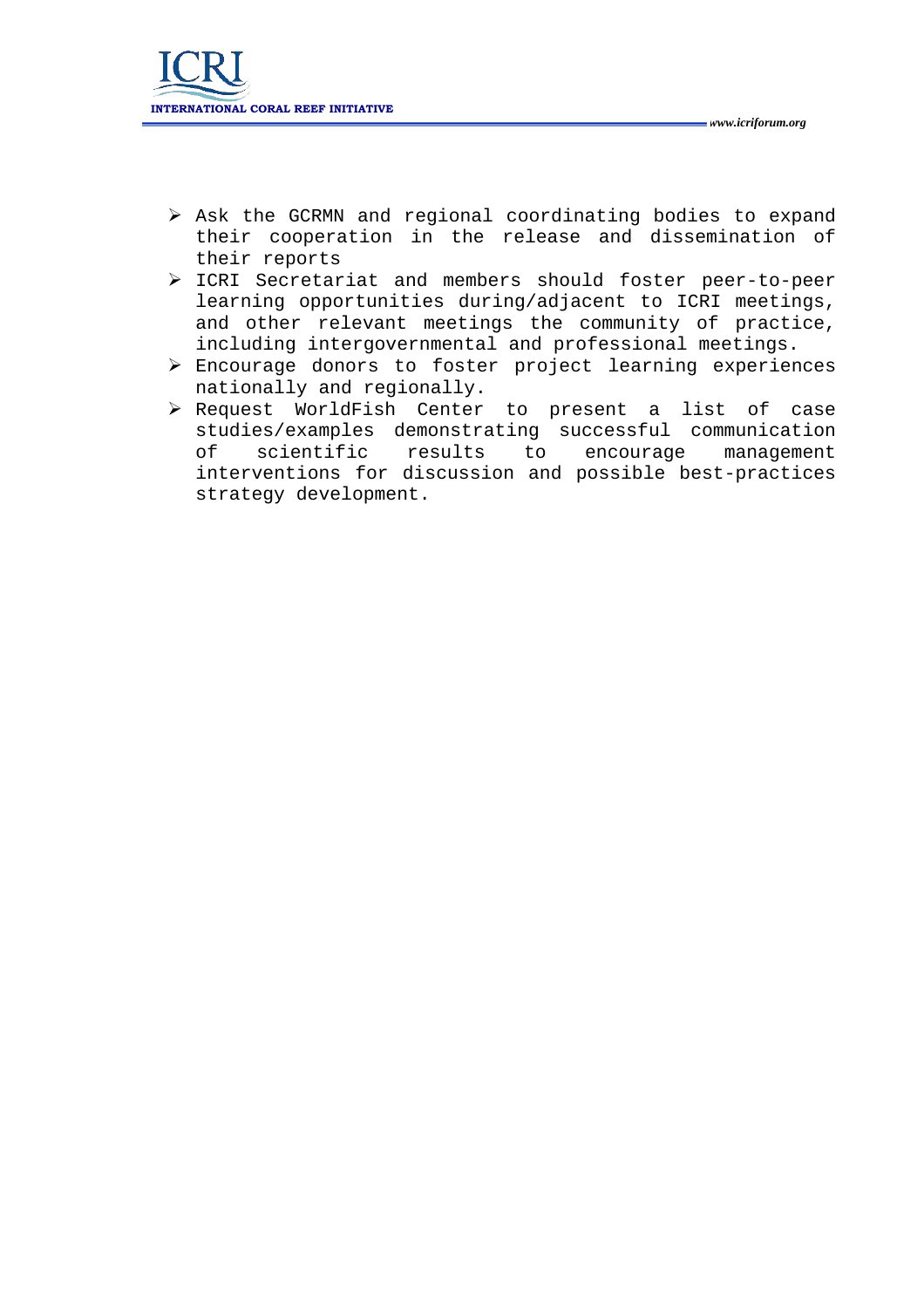- Ask the GCRMN and regional coordinating bodies to expand their cooperation in the release and dissemination of their reports
- ICRI Secretariat and members should foster peer-to-peer learning opportunities during/adjacent to ICRI meetings, and other relevant meetings the community of practice, including intergovernmental and professional meetings.
- Encourage donors to foster project learning experiences nationally and regionally.
- Request WorldFish Center to present a list of case studies/examples demonstrating successful communication of scientific results to encourage management interventions for discussion and possible best-practices strategy development.